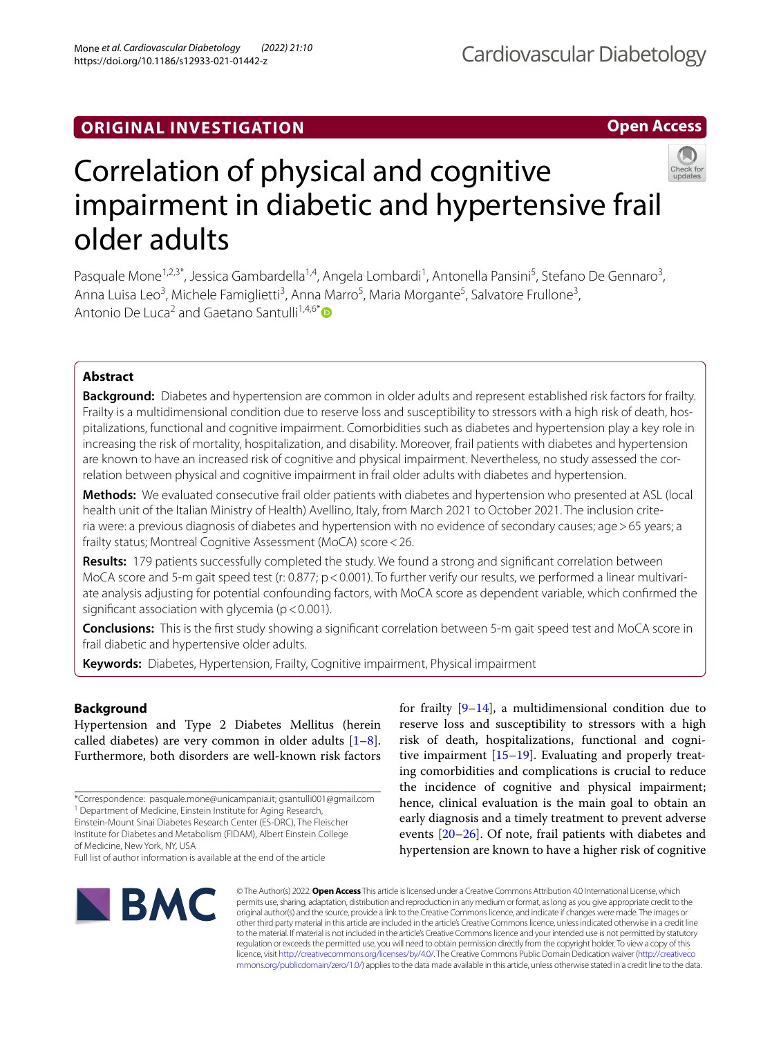ORIGINAL INVESTIGATION

Open Access

# Correlation of physical and cognitive impairment in diabetic and hypertensive frail older adults

Pasquale Mone[1,2,3*], Jessica Gambardella[1,4], Angela Lombardi[1], Antonella Pansini[5], Stefano De Gennaro[3], Anna Luisa Leo[3], Michele Famigliett[3], Anna Marro[5], Maria Morgante[5], Salvatore Frullone[3], Antonio De Luca[2] and Gaetano Santulli[1,4,6*]

## Abstract

**Background:** Diabetes and hypertension are common in older adults and represent established risk factors for frailty. Frailty is a multidimensional condition due to reserve loss and susceptibility to stressors with a high risk of death, hospitalizations, functional and cognitive impairment. Comorbidities such as diabetes and hypertension play a key role in increasing the risk of mortality, hospitalization, and disability. Moreover, frail patients with diabetes and hypertension are known to have an increased risk of cognitive and physical impairment. Nevertheless, no study assessed the correlation between physical and cognitive impairment in frail older adults with diabetes and hypertension.

**Methods:** We evaluated consecutive frail older patients with diabetes and hypertension who presented at ASL (local health unit of the Italian Ministry of Health) Avellino, Italy, from March 2021 to October 2021. The inclusion criteria were: a previous diagnosis of diabetes and hypertension with no evidence of secondary causes; age > 65 years; a frailty status; Montreal Cognitive Assessment (MoCA) score < 26.

**Results:** 179 patients successfully completed the study. We found a strong and significant correlation between MoCA score and 5-m gait speed test (r: 0.877; $p < 0.001$). To further verify our results, we performed a linear multivariate analysis adjusting for potential confounding factors, with MoCA score as dependent variable, which confirmed the significant association with glycemia ($p < 0.001$).

**Conclusions:** This is the first study showing a significant correlation between 5-m gait speed test and MoCA score in frail diabetic and hypertensive older adults.

**Keywords:** Diabetes, Hypertension, Frailty, Cognitive impairment, Physical impairment

## Background

Hypertension and Type 2 Diabetes Mellitus (herein called diabetes) are very common in older adults [1–8]. Furthermore, both disorders are well-known risk factors for frailty [9–14], a multidimensional condition due to reserve loss and susceptibility to stressors with a high risk of death, hospitalizations, functional and cognitive impairment [15–19]. Evaluating and properly treating comorbidities and complications is crucial to reduce the incidence of cognitive and physical impairment; hence, clinical evaluation is the main goal to obtain an early diagnosis and a timely treatment to prevent adverse events [20–26]. Of note, frail patients with diabetes and hypertension are known to have a higher risk of cognitive

*Correspondence: pasquale.mone@unicampania.it; gsantulli001@gmail.com
[1] Department of Medicine, Einstein Institute for Aging Research, Einstein-Mount Sinai Diabetes Research Center (ES-DRC), The Fleischer Institute for Diabetes and Metabolism (FIDAM), Albert Einstein College of Medicine, New York, NY, USA
Full list of author information is available at the end of the article

© The Author(s) 2022. **Open Access** This article is licensed under a Creative Commons Attribution 4.0 International License, which permits use, sharing, adaptation, distribution and reproduction in any medium or format, as long as you give appropriate credit to the original author(s) and the source, provide a link to the Creative Commons licence, and indicate if changes were made. The images or other third party material in this article are included in the article's Creative Commons licence, unless indicated otherwise in a credit line to the material. If material is not included in the article's Creative Commons licence and your intended use is not permitted by statutory regulation or exceeds the permitted use, you will need to obtain permission directly from the copyright holder. To view a copy of this licence, visit http://creativecommons.org/licenses/by/4.0/. The Creative Commons Public Domain Dedication waiver (http://creativecommons.org/publicdomain/zero/1.0/) applies to the data made available in this article, unless otherwise stated in a credit line to the data.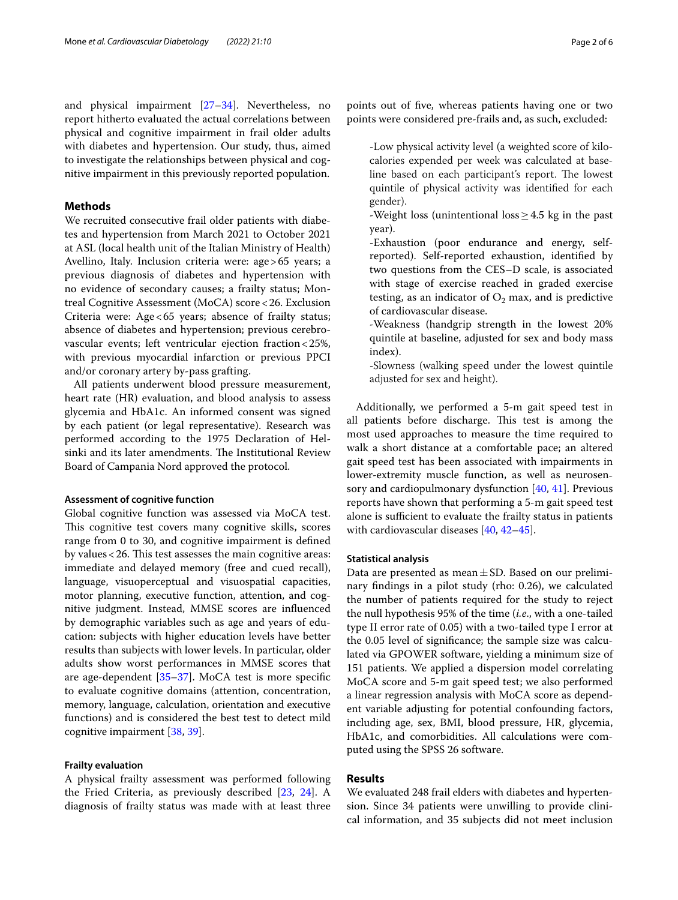and physical impairment [27–34]. Nevertheless, no report hitherto evaluated the actual correlations between physical and cognitive impairment in frail older adults with diabetes and hypertension. Our study, thus, aimed to investigate the relationships between physical and cognitive impairment in this previously reported population.

## Methods

We recruited consecutive frail older patients with diabetes and hypertension from March 2021 to October 2021 at ASL (local health unit of the Italian Ministry of Health) Avellino, Italy. Inclusion criteria were: age > 65 years; a previous diagnosis of diabetes and hypertension with no evidence of secondary causes; a frailty status; Montreal Cognitive Assessment (MoCA) score < 26. Exclusion Criteria were: Age < 65 years; absence of frailty status; absence of diabetes and hypertension; previous cerebrovascular events; left ventricular ejection fraction < 25%, with previous myocardial infarction or previous PPCI and/or coronary artery by-pass grafting.

All patients underwent blood pressure measurement, heart rate (HR) evaluation, and blood analysis to assess glycemia and HbA1c. An informed consent was signed by each patient (or legal representative). Research was performed according to the 1975 Declaration of Helsinki and its later amendments. The Institutional Review Board of Campania Nord approved the protocol.

### Assessment of cognitive function

Global cognitive function was assessed via MoCA test. This cognitive test covers many cognitive skills, scores range from 0 to 30, and cognitive impairment is defined by values < 26. This test assesses the main cognitive areas: immediate and delayed memory (free and cued recall), language, visuoperceptual and visuospatial capacities, motor planning, executive function, attention, and cognitive judgment. Instead, MMSE scores are influenced by demographic variables such as age and years of education: subjects with higher education levels have better results than subjects with lower levels. In particular, older adults show worst performances in MMSE scores that are age-dependent [35–37]. MoCA test is more specific to evaluate cognitive domains (attention, concentration, memory, language, calculation, orientation and executive functions) and is considered the best test to detect mild cognitive impairment [38, 39].

### Frailty evaluation

A physical frailty assessment was performed following the Fried Criteria, as previously described [23, 24]. A diagnosis of frailty status was made with at least three points out of five, whereas patients having one or two points were considered pre-frails and, as such, excluded:

- -Low physical activity level (a weighted score of kilocalories expended per week was calculated at baseline based on each participant's report. The lowest quintile of physical activity was identified for each gender).
- -Weight loss (unintentional loss ≥ 4.5 kg in the past year).
- -Exhaustion (poor endurance and energy, self-reported). Self-reported exhaustion, identified by two questions from the CES–D scale, is associated with stage of exercise reached in graded exercise testing, as an indicator of $O_2$ max, and is predictive of cardiovascular disease.
- -Weakness (handgrip strength in the lowest 20% quintile at baseline, adjusted for sex and body mass index).
- -Slowness (walking speed under the lowest quintile adjusted for sex and height).

Additionally, we performed a 5-m gait speed test in all patients before discharge. This test is among the most used approaches to measure the time required to walk a short distance at a comfortable pace; an altered gait speed test has been associated with impairments in lower-extremity muscle function, as well as neurosensory and cardiopulmonary dysfunction [40, 41]. Previous reports have shown that performing a 5-m gait speed test alone is sufficient to evaluate the frailty status in patients with cardiovascular diseases [40, 42–45].

### Statistical analysis

Data are presented as mean ± SD. Based on our preliminary findings in a pilot study (rho: 0.26), we calculated the number of patients required for the study to reject the null hypothesis 95% of the time (*i.e.*, with a one-tailed type II error rate of 0.05) with a two-tailed type I error at the 0.05 level of significance; the sample size was calculated via GPOWER software, yielding a minimum size of 151 patients. We applied a dispersion model correlating MoCA score and 5-m gait speed test; we also performed a linear regression analysis with MoCA score as dependent variable adjusting for potential confounding factors, including age, sex, BMI, blood pressure, HR, glycemia, HbA1c, and comorbidities. All calculations were computed using the SPSS 26 software.

## Results

We evaluated 248 frail elders with diabetes and hypertension. Since 34 patients were unwilling to provide clinical information, and 35 subjects did not meet inclusion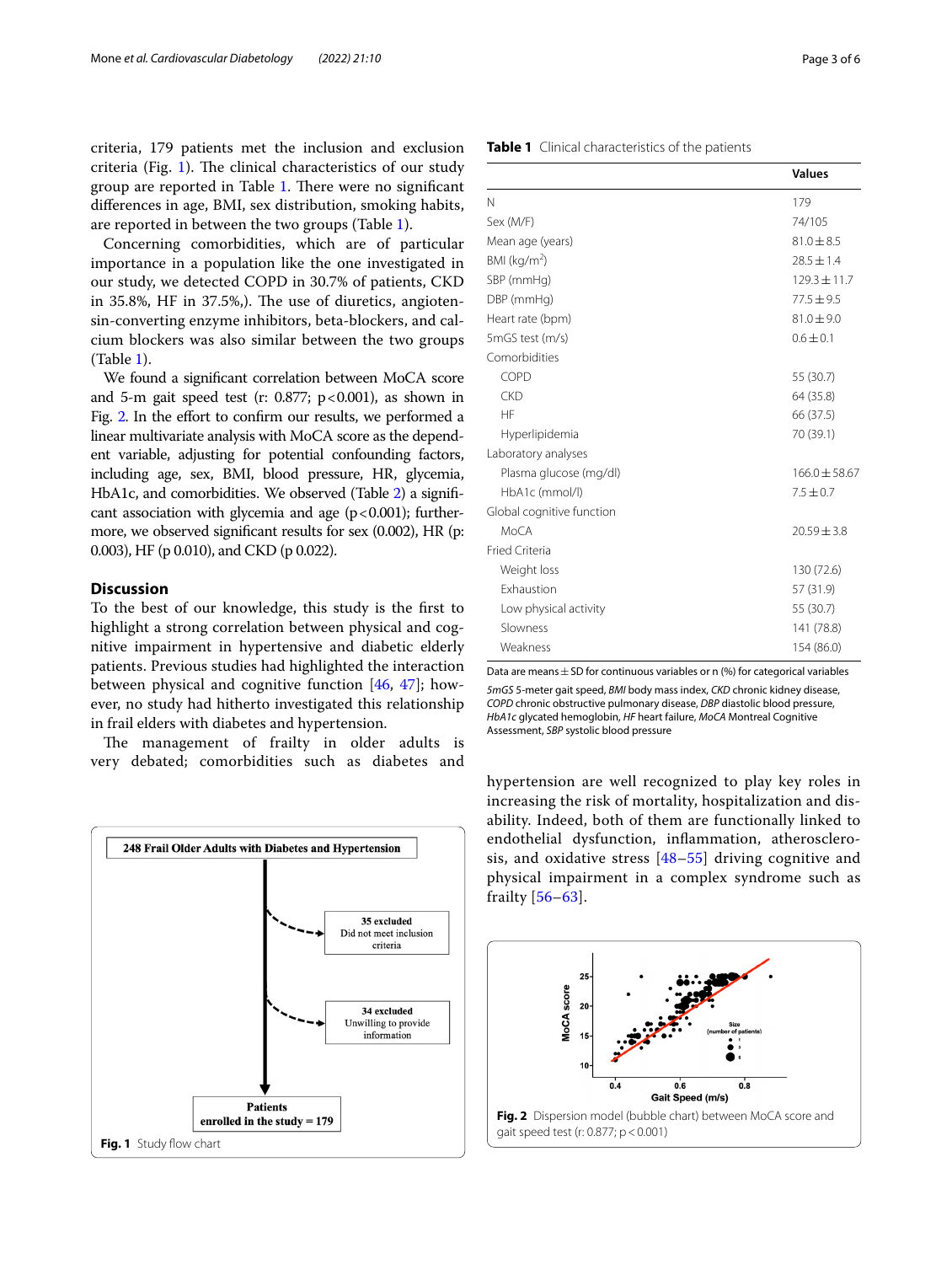criteria, 179 patients met the inclusion and exclusion criteria (Fig. 1). The clinical characteristics of our study group are reported in Table 1. There were no significant differences in age, BMI, sex distribution, smoking habits, are reported in between the two groups (Table 1).

Concerning comorbidities, which are of particular importance in a population like the one investigated in our study, we detected COPD in 30.7% of patients, CKD in 35.8%, HF in 37.5%,). The use of diuretics, angiotensin-converting enzyme inhibitors, beta-blockers, and calcium blockers was also similar between the two groups (Table 1).

We found a significant correlation between MoCA score and 5-m gait speed test (r: 0.877; $p<0.001$), as shown in Fig. 2. In the effort to confirm our results, we performed a linear multivariate analysis with MoCA score as the dependent variable, adjusting for potential confounding factors, including age, sex, BMI, blood pressure, HR, glycemia, HbA1c, and comorbidities. We observed (Table 2) a significant association with glycemia and age ($p<0.001$); furthermore, we observed significant results for sex (0.002), HR (p: 0.003), HF (p 0.010), and CKD (p 0.022).

**Table 1** Clinical characteristics of the patients

| | Values |
|---|---|
| N | 179 |
| Sex (M/F) | 74/105 |
| Mean age (years) | 81.0 ± 8.5 |
| BMI (kg/m$^2$) | 28.5 ± 1.4 |
| SBP (mmHg) | 129.3 ± 11.7 |
| DBP (mmHg) | 77.5 ± 9.5 |
| Heart rate (bpm) | 81.0 ± 9.0 |
| 5mGS test (m/s) | 0.6 ± 0.1 |
| Comorbidities | |
| COPD | 55 (30.7) |
| CKD | 64 (35.8) |
| HF | 66 (37.5) |
| Hyperlipidemia | 70 (39.1) |
| Laboratory analyses | |
| Plasma glucose (mg/dl) | 166.0 ± 58.67 |
| HbA1c (mmol/l) | 7.5 ± 0.7 |
| Global cognitive function | |
| MoCA | 20.59 ± 3.8 |
| Fried Criteria | |
| Weight loss | 130 (72.6) |
| Exhaustion | 57 (31.9) |
| Low physical activity | 55 (30.7) |
| Slowness | 141 (78.8) |
| Weakness | 154 (86.0) |

Data are means ± SD for continuous variables or n (%) for categorical variables

*5mGS* 5-meter gait speed, *BMI* body mass index, *CKD* chronic kidney disease, *COPD* chronic obstructive pulmonary disease, *DBP* diastolic blood pressure, *HbA1c* glycated hemoglobin, *HF* heart failure, *MoCA* Montreal Cognitive Assessment, *SBP* systolic blood pressure

## Discussion

To the best of our knowledge, this study is the first to highlight a strong correlation between physical and cognitive impairment in hypertensive and diabetic elderly patients. Previous studies had highlighted the interaction between physical and cognitive function [46, 47]; however, no study had hitherto investigated this relationship in frail elders with diabetes and hypertension.

The management of frailty in older adults is very debated; comorbidities such as diabetes and hypertension are well recognized to play key roles in increasing the risk of mortality, hospitalization and disability. Indeed, both of them are functionally linked to endothelial dysfunction, inflammation, atherosclerosis, and oxidative stress [48–55] driving cognitive and physical impairment in a complex syndrome such as frailty [56–63].

248 Frail Older Adults with Diabetes and Hypertension

35 excluded — Did not meet inclusion criteria

34 excluded — Unwilling to provide information

Patients enrolled in the study = 179

**Fig. 1** Study flow chart

**Fig. 2** Dispersion model (bubble chart) between MoCA score and gait speed test (r: 0.877; $p<0.001$)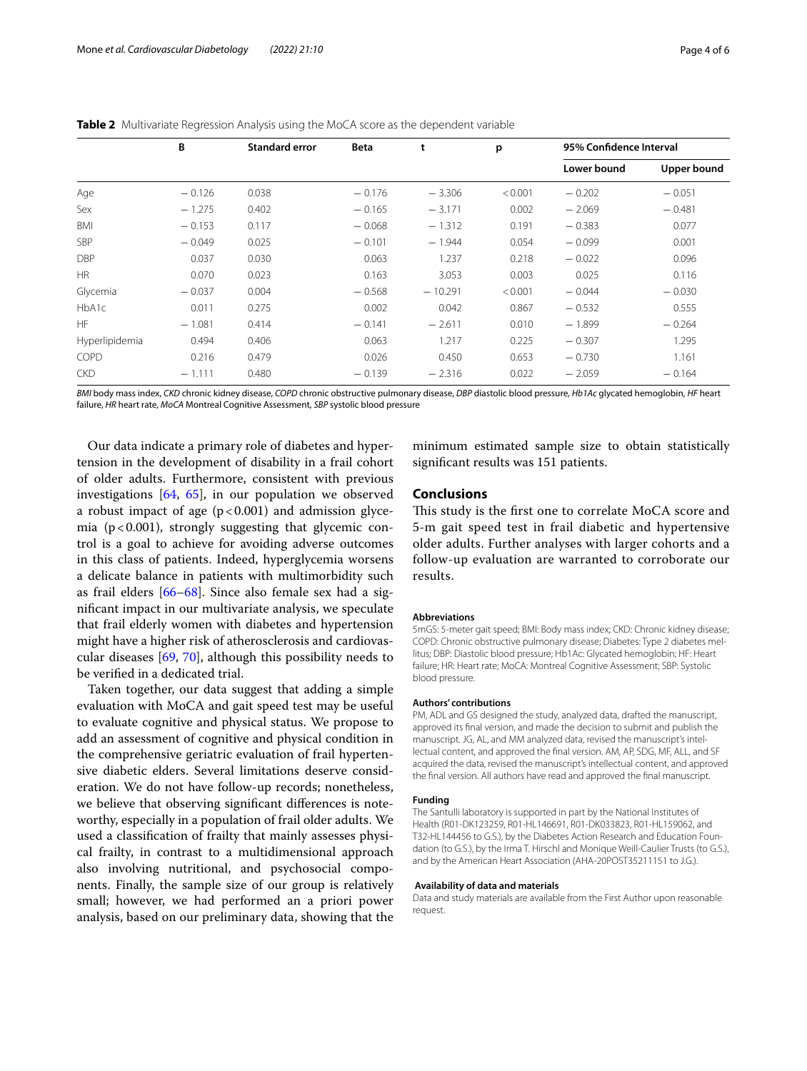**Table 2** Multivariate Regression Analysis using the MoCA score as the dependent variable

| | B | Standard error | Beta | t | p | 95% Confidence Interval | |
|---|---|---|---|---|---|---|---|
| | | | | | | Lower bound | Upper bound |
| Age | − 0.126 | 0.038 | − 0.176 | − 3.306 | < 0.001 | − 0.202 | − 0.051 |
| Sex | − 1.275 | 0.402 | − 0.165 | − 3.171 | 0.002 | − 2.069 | − 0.481 |
| BMI | − 0.153 | 0.117 | − 0.068 | − 1.312 | 0.191 | − 0.383 | 0.077 |
| SBP | − 0.049 | 0.025 | − 0.101 | − 1.944 | 0.054 | − 0.099 | 0.001 |
| DBP | 0.037 | 0.030 | 0.063 | 1.237 | 0.218 | − 0.022 | 0.096 |
| HR | 0.070 | 0.023 | 0.163 | 3.053 | 0.003 | 0.025 | 0.116 |
| Glycemia | − 0.037 | 0.004 | − 0.568 | − 10.291 | < 0.001 | − 0.044 | − 0.030 |
| HbA1c | 0.011 | 0.275 | 0.002 | 0.042 | 0.867 | − 0.532 | 0.555 |
| HF | − 1.081 | 0.414 | − 0.141 | − 2.611 | 0.010 | − 1.899 | − 0.264 |
| Hyperlipidemia | 0.494 | 0.406 | 0.063 | 1.217 | 0.225 | − 0.307 | 1.295 |
| COPD | 0.216 | 0.479 | 0.026 | 0.450 | 0.653 | − 0.730 | 1.161 |
| CKD | − 1.111 | 0.480 | − 0.139 | − 2.316 | 0.022 | − 2.059 | − 0.164 |

*BMI* body mass index, *CKD* chronic kidney disease, *COPD* chronic obstructive pulmonary disease, *DBP* diastolic blood pressure, *Hb1Ac* glycated hemoglobin, *HF* heart failure, *HR* heart rate, *MoCA* Montreal Cognitive Assessment, *SBP* systolic blood pressure

Our data indicate a primary role of diabetes and hypertension in the development of disability in a frail cohort of older adults. Furthermore, consistent with previous investigations [64, 65], in our population we observed a robust impact of age ($p < 0.001$) and admission glycemia ($p < 0.001$), strongly suggesting that glycemic control is a goal to achieve for avoiding adverse outcomes in this class of patients. Indeed, hyperglycemia worsens a delicate balance in patients with multimorbidity such as frail elders [66–68]. Since also female sex had a significant impact in our multivariate analysis, we speculate that frail elderly women with diabetes and hypertension might have a higher risk of atherosclerosis and cardiovascular diseases [69, 70], although this possibility needs to be verified in a dedicated trial.

Taken together, our data suggest that adding a simple evaluation with MoCA and gait speed test may be useful to evaluate cognitive and physical status. We propose to add an assessment of cognitive and physical condition in the comprehensive geriatric evaluation of frail hypertensive diabetic elders. Several limitations deserve consideration. We do not have follow-up records; nonetheless, we believe that observing significant differences is noteworthy, especially in a population of frail older adults. We used a classification of frailty that mainly assesses physical frailty, in contrast to a multidimensional approach also involving nutritional, and psychosocial components. Finally, the sample size of our group is relatively small; however, we had performed an a priori power analysis, based on our preliminary data, showing that the minimum estimated sample size to obtain statistically significant results was 151 patients.

## Conclusions

This study is the first one to correlate MoCA score and 5-m gait speed test in frail diabetic and hypertensive older adults. Further analyses with larger cohorts and a follow-up evaluation are warranted to corroborate our results.

#### Abbreviations

5mGS: 5-meter gait speed; BMI: Body mass index; CKD: Chronic kidney disease; COPD: Chronic obstructive pulmonary disease; Diabetes: Type 2 diabetes mellitus; DBP: Diastolic blood pressure; Hb1Ac: Glycated hemoglobin; HF: Heart failure; HR: Heart rate; MoCA: Montreal Cognitive Assessment; SBP: Systolic blood pressure.

#### Authors' contributions

PM, ADL and GS designed the study, analyzed data, drafted the manuscript, approved its final version, and made the decision to submit and publish the manuscript. JG, AL, and MM analyzed data, revised the manuscript's intellectual content, and approved the final version. AM, AP, SDG, MF, ALL, and SF acquired the data, revised the manuscript's intellectual content, and approved the final version. All authors have read and approved the final manuscript.

#### Funding

The Santulli laboratory is supported in part by the National Institutes of Health (R01-DK123259, R01-HL146691, R01-DK033823, R01-HL159062, and T32-HL144456 to G.S.), by the Diabetes Action Research and Education Foundation (to G.S.), by the Irma T. Hirschl and Monique Weill-Caulier Trusts (to G.S.), and by the American Heart Association (AHA-20POST35211151 to J.G.).

#### Availability of data and materials

Data and study materials are available from the First Author upon reasonable request.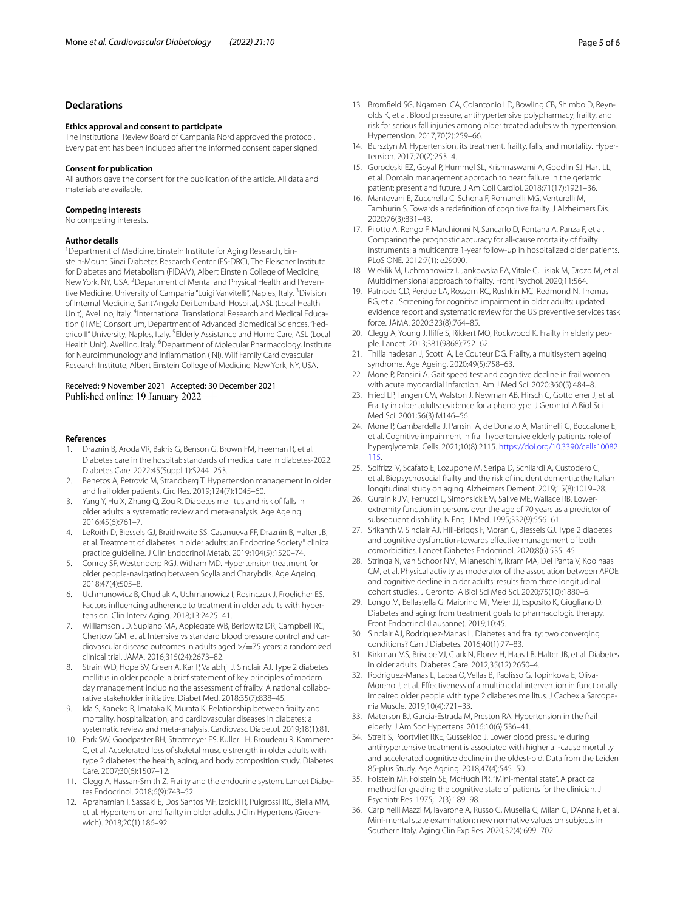## Declarations

### Ethics approval and consent to participate

The Institutional Review Board of Campania Nord approved the protocol. Every patient has been included after the informed consent paper signed.

### Consent for publication

All authors gave the consent for the publication of the article. All data and materials are available.

### Competing interests

No competing interests.

### Author details

[1]Department of Medicine, Einstein Institute for Aging Research, Einstein-Mount Sinai Diabetes Research Center (ES-DRC), The Fleischer Institute for Diabetes and Metabolism (FIDAM), Albert Einstein College of Medicine, New York, NY, USA. [2]Department of Mental and Physical Health and Preventive Medicine, University of Campania "Luigi Vanvitelli", Naples, Italy. [3]Division of Internal Medicine, Sant'Angelo Dei Lombardi Hospital, ASL (Local Health Unit), Avellino, Italy. [4]International Translational Research and Medical Education (ITME) Consortium, Department of Advanced Biomedical Sciences, "Federico II" University, Naples, Italy. [5]Elderly Assistance and Home Care, ASL (Local Health Unit), Avellino, Italy. [6]Department of Molecular Pharmacology, Institute for Neuroimmunology and Inflammation (INI), Wilf Family Cardiovascular Research Institute, Albert Einstein College of Medicine, New York, NY, USA.

Received: 9 November 2021 Accepted: 30 December 2021
Published online: 19 January 2022

### References

1. Draznin B, Aroda VR, Bakris G, Benson G, Brown FM, Freeman R, et al. Diabetes care in the hospital: standards of medical care in diabetes-2022. Diabetes Care. 2022;45(Suppl 1):S244–253.
2. Benetos A, Petrovic M, Strandberg T. Hypertension management in older and frail older patients. Circ Res. 2019;124(7):1045–60.
3. Yang Y, Hu X, Zhang Q, Zou R. Diabetes mellitus and risk of falls in older adults: a systematic review and meta-analysis. Age Ageing. 2016;45(6):761–7.
4. LeRoith D, Biessels GJ, Braithwaite SS, Casanueva FF, Draznin B, Halter JB, et al. Treatment of diabetes in older adults: an Endocrine Society* clinical practice guideline. J Clin Endocrinol Metab. 2019;104(5):1520–74.
5. Conroy SP, Westendorp RGJ, Witham MD. Hypertension treatment for older people-navigating between Scylla and Charybdis. Age Ageing. 2018;47(4):505–8.
6. Uchmanowicz B, Chudiak A, Uchmanowicz I, Rosinczuk J, Froelicher ES. Factors influencing adherence to treatment in older adults with hypertension. Clin Interv Aging. 2018;13:2425–41.
7. Williamson JD, Supiano MA, Applegate WB, Berlowitz DR, Campbell RC, Chertow GM, et al. Intensive vs standard blood pressure control and cardiovascular disease outcomes in adults aged >/=75 years: a randomized clinical trial. JAMA. 2016;315(24):2673–82.
8. Strain WD, Hope SV, Green A, Kar P, Valabhji J, Sinclair AJ. Type 2 diabetes mellitus in older people: a brief statement of key principles of modern day management including the assessment of frailty. A national collaborative stakeholder initiative. Diabet Med. 2018;35(7):838–45.
9. Ida S, Kaneko R, Imataka K, Murata K. Relationship between frailty and mortality, hospitalization, and cardiovascular diseases in diabetes: a systematic review and meta-analysis. Cardiovasc Diabetol. 2019;18(1):81.
10. Park SW, Goodpaster BH, Strotmeyer ES, Kuller LH, Broudeau R, Kammerer C, et al. Accelerated loss of skeletal muscle strength in older adults with type 2 diabetes: the health, aging, and body composition study. Diabetes Care. 2007;30(6):1507–12.
11. Clegg A, Hassan-Smith Z. Frailty and the endocrine system. Lancet Diabetes Endocrinol. 2018;6(9):743–52.
12. Aprahamian I, Sassaki E, Dos Santos MF, Izbicki R, Pulgrossi RC, Biella MM, et al. Hypertension and frailty in older adults. J Clin Hypertens (Greenwich). 2018;20(1):186–92.
13. Bromfield SG, Ngameni CA, Colantonio LD, Bowling CB, Shimbo D, Reynolds K, et al. Blood pressure, antihypertensive polypharmacy, frailty, and risk for serious fall injuries among older treated adults with hypertension. Hypertension. 2017;70(2):259–66.
14. Bursztyn M. Hypertension, its treatment, frailty, falls, and mortality. Hypertension. 2017;70(2):253–4.
15. Gorodeski EZ, Goyal P, Hummel SL, Krishnaswami A, Goodlin SJ, Hart LL, et al. Domain management approach to heart failure in the geriatric patient: present and future. J Am Coll Cardiol. 2018;71(17):1921–36.
16. Mantovani E, Zucchella C, Schena F, Romanelli MG, Venturelli M, Tamburin S. Towards a redefinition of cognitive frailty. J Alzheimers Dis. 2020;76(3):831–43.
17. Pilotto A, Rengo F, Marchionni N, Sancarlo D, Fontana A, Panza F, et al. Comparing the prognostic accuracy for all-cause mortality of frailty instruments: a multicentre 1-year follow-up in hospitalized older patients. PLoS ONE. 2012;7(1): e29090.
18. Wleklik M, Uchmanowicz I, Jankowska EA, Vitale C, Lisiak M, Drozd M, et al. Multidimensional approach to frailty. Front Psychol. 2020;11:564.
19. Patnode CD, Perdue LA, Rossom RC, Rushkin MC, Redmond N, Thomas RG, et al. Screening for cognitive impairment in older adults: updated evidence report and systematic review for the US preventive services task force. JAMA. 2020;323(8):764–85.
20. Clegg A, Young J, Iliffe S, Rikkert MO, Rockwood K. Frailty in elderly people. Lancet. 2013;381(9868):752–62.
21. Thillainadesan J, Scott IA, Le Couteur DG. Frailty, a multisystem ageing syndrome. Age Ageing. 2020;49(5):758–63.
22. Mone P, Pansini A. Gait speed test and cognitive decline in frail women with acute myocardial infarction. Am J Med Sci. 2020;360(5):484–8.
23. Fried LP, Tangen CM, Walston J, Newman AB, Hirsch C, Gottdiener J, et al. Frailty in older adults: evidence for a phenotype. J Gerontol A Biol Sci Med Sci. 2001;56(3):M146–56.
24. Mone P, Gambardella J, Pansini A, de Donato A, Martinelli G, Boccalone E, et al. Cognitive impairment in frail hypertensive elderly patients: role of hyperglycemia. Cells. 2021;10(8):2115. https://doi.org/10.3390/cells10082115.
25. Solfrizzi V, Scafato E, Lozupone M, Seripa D, Schilardi A, Custodero C, et al. Biopsychosocial frailty and the risk of incident dementia: the Italian longitudinal study on aging. Alzheimers Dement. 2019;15(8):1019–28.
26. Guralnik JM, Ferrucci L, Simonsick EM, Salive ME, Wallace RB. Lower-extremity function in persons over the age of 70 years as a predictor of subsequent disability. N Engl J Med. 1995;332(9):556–61.
27. Srikanth V, Sinclair AJ, Hill-Briggs F, Moran C, Biessels GJ. Type 2 diabetes and cognitive dysfunction-towards effective management of both comorbidities. Lancet Diabetes Endocrinol. 2020;8(6):535–45.
28. Stringa N, van Schoor NM, Milaneschi Y, Ikram MA, Del Panta V, Koolhaas CM, et al. Physical activity as moderator of the association between APOE and cognitive decline in older adults: results from three longitudinal cohort studies. J Gerontol A Biol Sci Med Sci. 2020;75(10):1880–6.
29. Longo M, Bellastella G, Maiorino MI, Meier JJ, Esposito K, Giugliano D. Diabetes and aging: from treatment goals to pharmacologic therapy. Front Endocrinol (Lausanne). 2019;10:45.
30. Sinclair AJ, Rodriguez-Manas L. Diabetes and frailty: two converging conditions? Can J Diabetes. 2016;40(1):77–83.
31. Kirkman MS, Briscoe VJ, Clark N, Florez H, Haas LB, Halter JB, et al. Diabetes in older adults. Diabetes Care. 2012;35(12):2650–4.
32. Rodriguez-Manas L, Laosa O, Vellas B, Paolisso G, Topinkova E, Oliva-Moreno J, et al. Effectiveness of a multimodal intervention in functionally impaired older people with type 2 diabetes mellitus. J Cachexia Sarcopenia Muscle. 2019;10(4):721–33.
33. Materson BJ, Garcia-Estrada M, Preston RA. Hypertension in the frail elderly. J Am Soc Hypertens. 2016;10(6):536–41.
34. Streit S, Poortvliet RKE, Gussekloo J. Lower blood pressure during antihypertensive treatment is associated with higher all-cause mortality and accelerated cognitive decline in the oldest-old. Data from the Leiden 85-plus Study. Age Ageing. 2018;47(4):545–50.
35. Folstein MF, Folstein SE, McHugh PR. "Mini-mental state". A practical method for grading the cognitive state of patients for the clinician. J Psychiatr Res. 1975;12(3):189–98.
36. Carpinelli Mazzi M, Iavarone A, Russo G, Musella C, Milan G, D'Anna F, et al. Mini-mental state examination: new normative values on subjects in Southern Italy. Aging Clin Exp Res. 2020;32(4):699–702.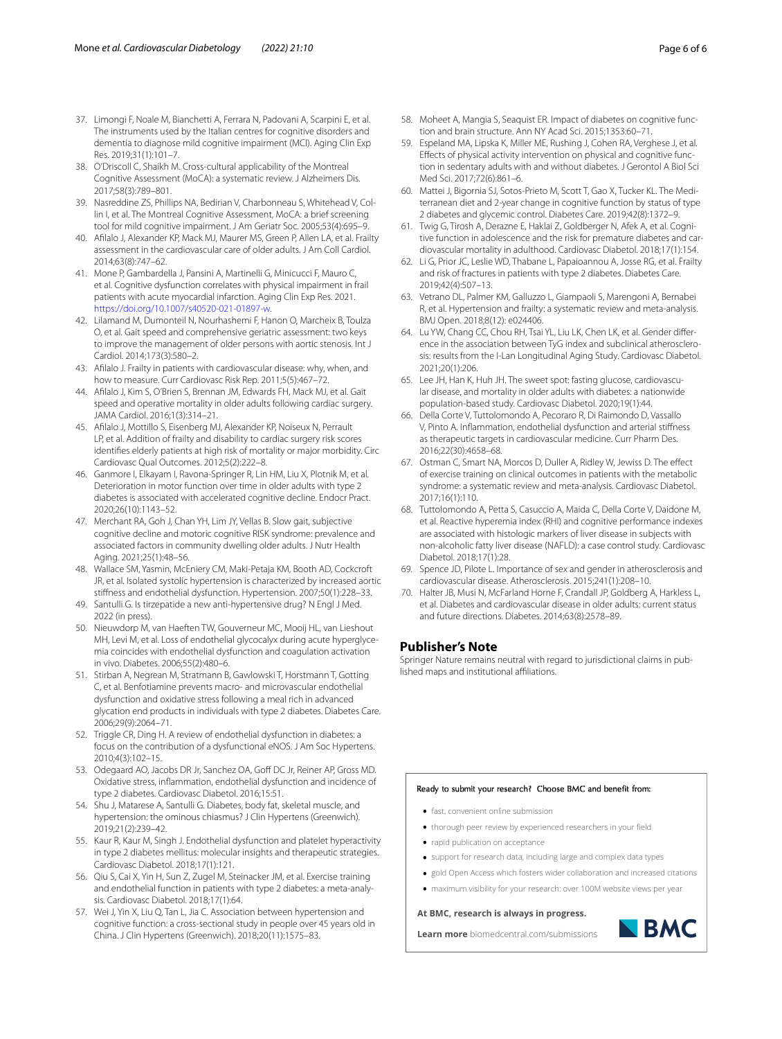37. Limongi F, Noale M, Bianchetti A, Ferrara N, Padovani A, Scarpini E, et al. The instruments used by the Italian centres for cognitive disorders and dementia to diagnose mild cognitive impairment (MCI). Aging Clin Exp Res. 2019;31(1):101–7.
38. O'Driscoll C, Shaikh M. Cross-cultural applicability of the Montreal Cognitive Assessment (MoCA): a systematic review. J Alzheimers Dis. 2017;58(3):789–801.
39. Nasreddine ZS, Phillips NA, Bedirian V, Charbonneau S, Whitehead V, Collin I, et al. The Montreal Cognitive Assessment, MoCA: a brief screening tool for mild cognitive impairment. J Am Geriatr Soc. 2005;53(4):695–9.
40. Afilalo J, Alexander KP, Mack MJ, Maurer MS, Green P, Allen LA, et al. Frailty assessment in the cardiovascular care of older adults. J Am Coll Cardiol. 2014;63(8):747–62.
41. Mone P, Gambardella J, Pansini A, Martinelli G, Minicucci F, Mauro C, et al. Cognitive dysfunction correlates with physical impairment in frail patients with acute myocardial infarction. Aging Clin Exp Res. 2021. https://doi.org/10.1007/s40520-021-01897-w.
42. Lilamand M, Dumonteil N, Nourhashemi F, Hanon O, Marcheix B, Toulza O, et al. Gait speed and comprehensive geriatric assessment: two keys to improve the management of older persons with aortic stenosis. Int J Cardiol. 2014;173(3):580–2.
43. Afilalo J. Frailty in patients with cardiovascular disease: why, when, and how to measure. Curr Cardiovasc Risk Rep. 2011;5(5):467–72.
44. Afilalo J, Kim S, O'Brien S, Brennan JM, Edwards FH, Mack MJ, et al. Gait speed and operative mortality in older adults following cardiac surgery. JAMA Cardiol. 2016;1(3):314–21.
45. Afilalo J, Mottillo S, Eisenberg MJ, Alexander KP, Noiseux N, Perrault LP, et al. Addition of frailty and disability to cardiac surgery risk scores identifies elderly patients at high risk of mortality or major morbidity. Circ Cardiovasc Qual Outcomes. 2012;5(2):222–8.
46. Ganmore I, Elkayam I, Ravona-Springer R, Lin HM, Liu X, Plotnik M, et al. Deterioration in motor function over time in older adults with type 2 diabetes is associated with accelerated cognitive decline. Endocr Pract. 2020;26(10):1143–52.
47. Merchant RA, Goh J, Chan YH, Lim JY, Vellas B. Slow gait, subjective cognitive decline and motoric cognitive RISK syndrome: prevalence and associated factors in community dwelling older adults. J Nutr Health Aging. 2021;25(1):48–56.
48. Wallace SM, Yasmin, McEniery CM, Maki-Petaja KM, Booth AD, Cockcroft JR, et al. Isolated systolic hypertension is characterized by increased aortic stiffness and endothelial dysfunction. Hypertension. 2007;50(1):228–33.
49. Santulli G. Is tirzepatide a new anti-hypertensive drug? N Engl J Med. 2022 (in press).
50. Nieuwdorp M, van Haeften TW, Gouverneur MC, Mooij HL, van Lieshout MH, Levi M, et al. Loss of endothelial glycocalyx during acute hyperglycemia coincides with endothelial dysfunction and coagulation activation in vivo. Diabetes. 2006;55(2):480–6.
51. Stirban A, Negrean M, Stratmann B, Gawlowski T, Horstmann T, Gotting C, et al. Benfotiamine prevents macro- and microvascular endothelial dysfunction and oxidative stress following a meal rich in advanced glycation end products in individuals with type 2 diabetes. Diabetes Care. 2006;29(9):2064–71.
52. Triggle CR, Ding H. A review of endothelial dysfunction in diabetes: a focus on the contribution of a dysfunctional eNOS. J Am Soc Hypertens. 2010;4(3):102–15.
53. Odegaard AO, Jacobs DR Jr, Sanchez OA, Goff DC Jr, Reiner AP, Gross MD. Oxidative stress, inflammation, endothelial dysfunction and incidence of type 2 diabetes. Cardiovasc Diabetol. 2016;15:51.
54. Shu J, Matarese A, Santulli G. Diabetes, body fat, skeletal muscle, and hypertension: the ominous chiasmus? J Clin Hypertens (Greenwich). 2019;21(2):239–42.
55. Kaur R, Kaur M, Singh J. Endothelial dysfunction and platelet hyperactivity in type 2 diabetes mellitus: molecular insights and therapeutic strategies. Cardiovasc Diabetol. 2018;17(1):121.
56. Qiu S, Cai X, Yin H, Sun Z, Zugel M, Steinacker JM, et al. Exercise training and endothelial function in patients with type 2 diabetes: a meta-analysis. Cardiovasc Diabetol. 2018;17(1):64.
57. Wei J, Yin X, Liu Q, Tan L, Jia C. Association between hypertension and cognitive function: a cross-sectional study in people over 45 years old in China. J Clin Hypertens (Greenwich). 2018;20(11):1575–83.
58. Moheet A, Mangia S, Seaquist ER. Impact of diabetes on cognitive function and brain structure. Ann NY Acad Sci. 2015;1353:60–71.
59. Espeland MA, Lipska K, Miller ME, Rushing J, Cohen RA, Verghese J, et al. Effects of physical activity intervention on physical and cognitive function in sedentary adults with and without diabetes. J Gerontol A Biol Sci Med Sci. 2017;72(6):861–6.
60. Mattei J, Bigornia SJ, Sotos-Prieto M, Scott T, Gao X, Tucker KL. The Mediterranean diet and 2-year change in cognitive function by status of type 2 diabetes and glycemic control. Diabetes Care. 2019;42(8):1372–9.
61. Twig G, Tirosh A, Derazne E, Haklai Z, Goldberger N, Afek A, et al. Cognitive function in adolescence and the risk for premature diabetes and cardiovascular mortality in adulthood. Cardiovasc Diabetol. 2018;17(1):154.
62. Li G, Prior JC, Leslie WD, Thabane L, Papaioannou A, Josse RG, et al. Frailty and risk of fractures in patients with type 2 diabetes. Diabetes Care. 2019;42(4):507–13.
63. Vetrano DL, Palmer KM, Galluzzo L, Giampaoli S, Marengoni A, Bernabei R, et al. Hypertension and frailty: a systematic review and meta-analysis. BMJ Open. 2018;8(12): e024406.
64. Lu YW, Chang CC, Chou RH, Tsai YL, Liu LK, Chen LK, et al. Gender difference in the association between TyG index and subclinical atherosclerosis: results from the I-Lan Longitudinal Aging Study. Cardiovasc Diabetol. 2021;20(1):206.
65. Lee JH, Han K, Huh JH. The sweet spot: fasting glucose, cardiovascular disease, and mortality in older adults with diabetes: a nationwide population-based study. Cardiovasc Diabetol. 2020;19(1):44.
66. Della Corte V, Tuttolomondo A, Pecoraro R, Di Raimondo D, Vassallo V, Pinto A. Inflammation, endothelial dysfunction and arterial stiffness as therapeutic targets in cardiovascular medicine. Curr Pharm Des. 2016;22(30):4658–68.
67. Ostman C, Smart NA, Morcos D, Duller A, Ridley W, Jewiss D. The effect of exercise training on clinical outcomes in patients with the metabolic syndrome: a systematic review and meta-analysis. Cardiovasc Diabetol. 2017;16(1):110.
68. Tuttolomondo A, Petta S, Casuccio A, Maida C, Della Corte V, Daidone M, et al. Reactive hyperemia index (RHI) and cognitive performance indexes are associated with histologic markers of liver disease in subjects with non-alcoholic fatty liver disease (NAFLD): a case control study. Cardiovasc Diabetol. 2018;17(1):28.
69. Spence JD, Pilote L. Importance of sex and gender in atherosclerosis and cardiovascular disease. Atherosclerosis. 2015;241(1):208–10.
70. Halter JB, Musi N, McFarland Horne F, Crandall JP, Goldberg A, Harkless L, et al. Diabetes and cardiovascular disease in older adults: current status and future directions. Diabetes. 2014;63(8):2578–89.

## Publisher's Note

Springer Nature remains neutral with regard to jurisdictional claims in published maps and institutional affiliations.

Ready to submit your research? Choose BMC and benefit from:

- fast, convenient online submission
- thorough peer review by experienced researchers in your field
- rapid publication on acceptance
- support for research data, including large and complex data types
- gold Open Access which fosters wider collaboration and increased citations
- maximum visibility for your research: over 100M website views per year

**At BMC, research is always in progress.**

**Learn more** biomedcentral.com/submissions

BMC